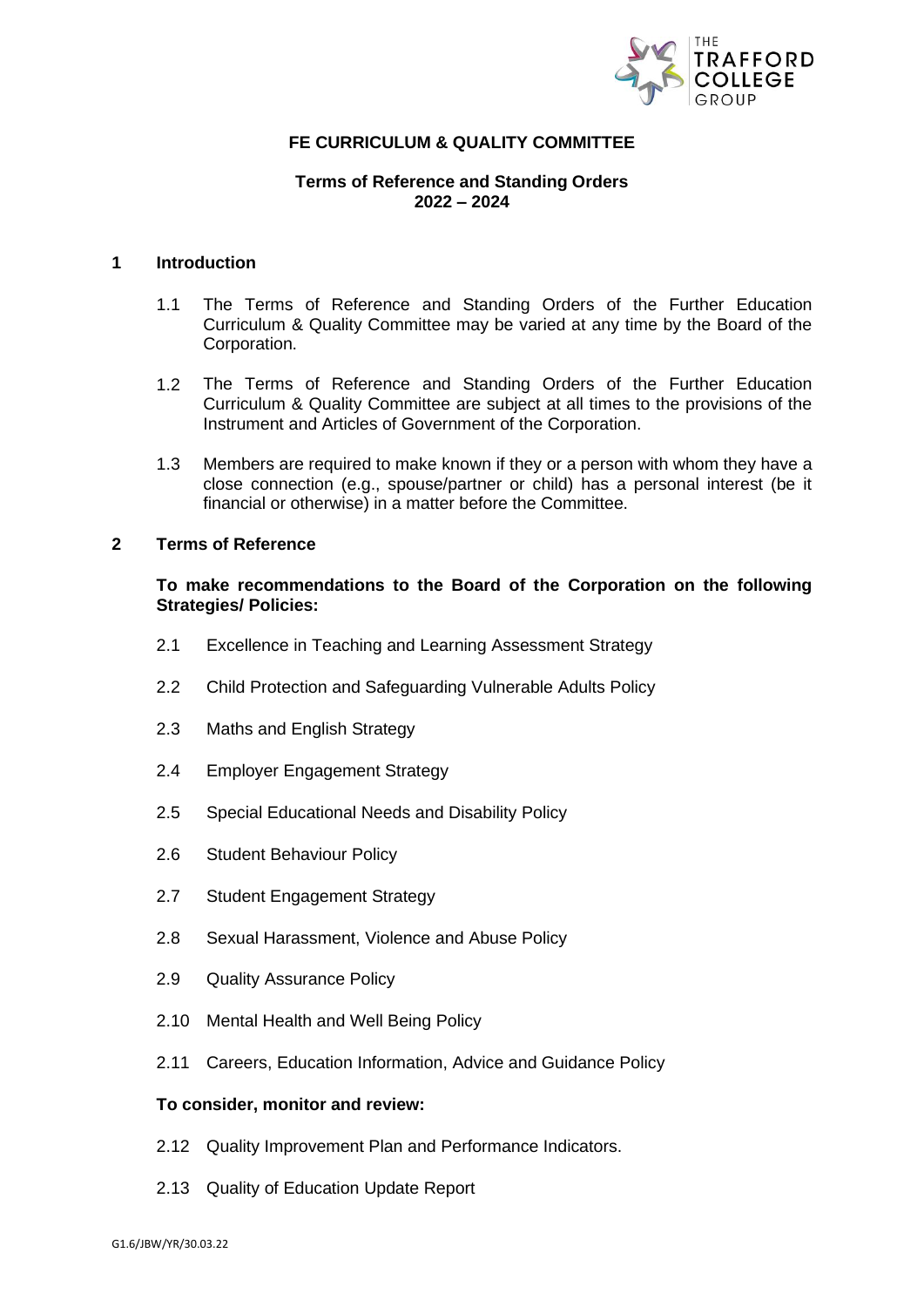# FE CURRICULUM & QUALITY COMMITTEE

## Terms of Reference and Standing Orders
## 2022 – 2024

### 1 Introduction

1.1 The Terms of Reference and Standing Orders of the Further Education Curriculum & Quality Committee may be varied at any time by the Board of the Corporation.

1.2 The Terms of Reference and Standing Orders of the Further Education Curriculum & Quality Committee are subject at all times to the provisions of the Instrument and Articles of Government of the Corporation.

1.3 Members are required to make known if they or a person with whom they have a close connection (e.g., spouse/partner or child) has a personal interest (be it financial or otherwise) in a matter before the Committee.

### 2 Terms of Reference

**To make recommendations to the Board of the Corporation on the following Strategies/ Policies:**

2.1 Excellence in Teaching and Learning Assessment Strategy

2.2 Child Protection and Safeguarding Vulnerable Adults Policy

2.3 Maths and English Strategy

2.4 Employer Engagement Strategy

2.5 Special Educational Needs and Disability Policy

2.6 Student Behaviour Policy

2.7 Student Engagement Strategy

2.8 Sexual Harassment, Violence and Abuse Policy

2.9 Quality Assurance Policy

2.10 Mental Health and Well Being Policy

2.11 Careers, Education Information, Advice and Guidance Policy

**To consider, monitor and review:**

2.12 Quality Improvement Plan and Performance Indicators.

2.13 Quality of Education Update Report

G1.6/JBW/YR/30.03.22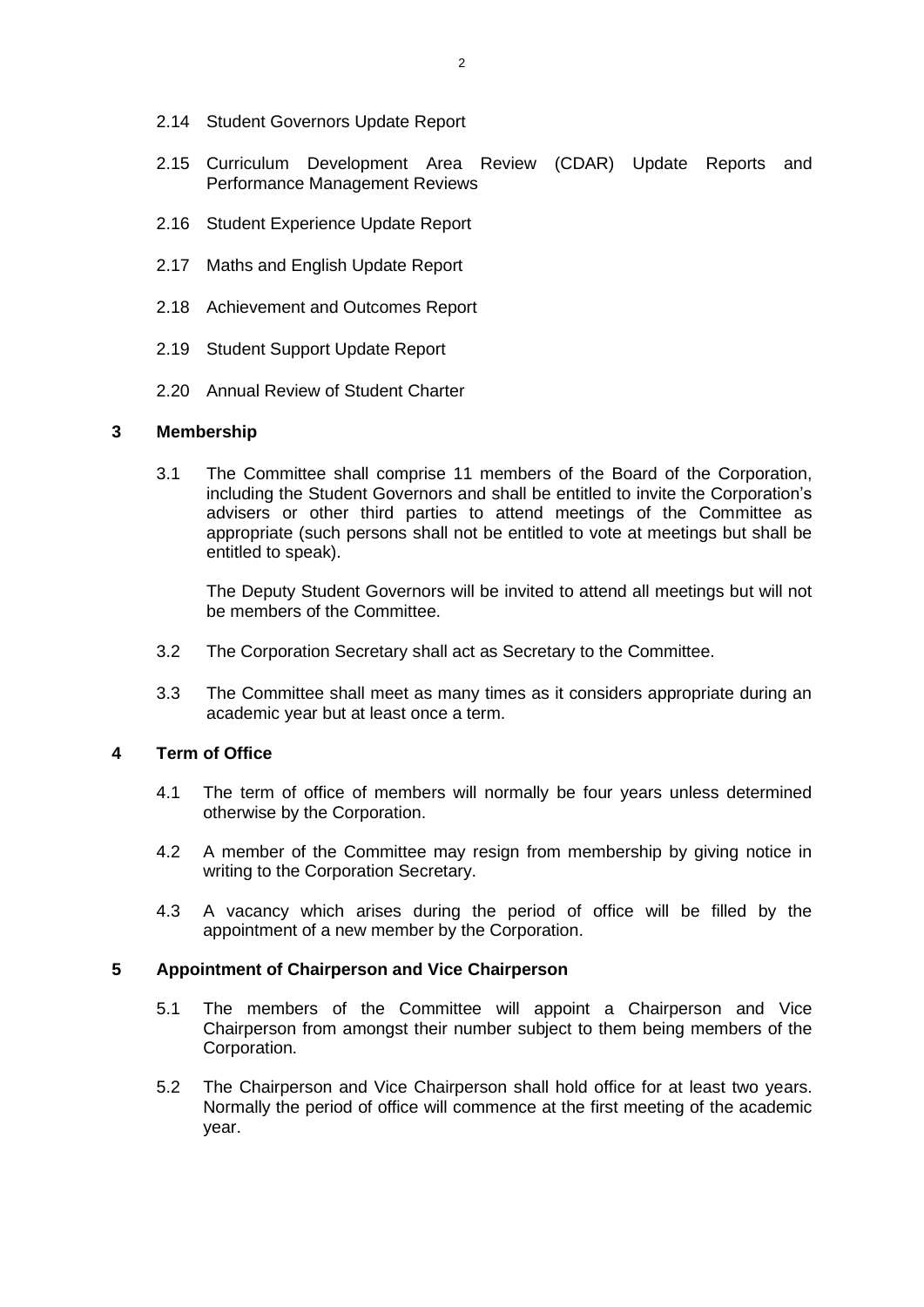2.14 Student Governors Update Report

2.15 Curriculum Development Area Review (CDAR) Update Reports and Performance Management Reviews

2.16 Student Experience Update Report

2.17 Maths and English Update Report

2.18 Achievement and Outcomes Report

2.19 Student Support Update Report

2.20 Annual Review of Student Charter

## 3 Membership

3.1 The Committee shall comprise 11 members of the Board of the Corporation, including the Student Governors and shall be entitled to invite the Corporation's advisers or other third parties to attend meetings of the Committee as appropriate (such persons shall not be entitled to vote at meetings but shall be entitled to speak).

The Deputy Student Governors will be invited to attend all meetings but will not be members of the Committee.

3.2 The Corporation Secretary shall act as Secretary to the Committee.

3.3 The Committee shall meet as many times as it considers appropriate during an academic year but at least once a term.

## 4 Term of Office

4.1 The term of office of members will normally be four years unless determined otherwise by the Corporation.

4.2 A member of the Committee may resign from membership by giving notice in writing to the Corporation Secretary.

4.3 A vacancy which arises during the period of office will be filled by the appointment of a new member by the Corporation.

## 5 Appointment of Chairperson and Vice Chairperson

5.1 The members of the Committee will appoint a Chairperson and Vice Chairperson from amongst their number subject to them being members of the Corporation.

5.2 The Chairperson and Vice Chairperson shall hold office for at least two years. Normally the period of office will commence at the first meeting of the academic year.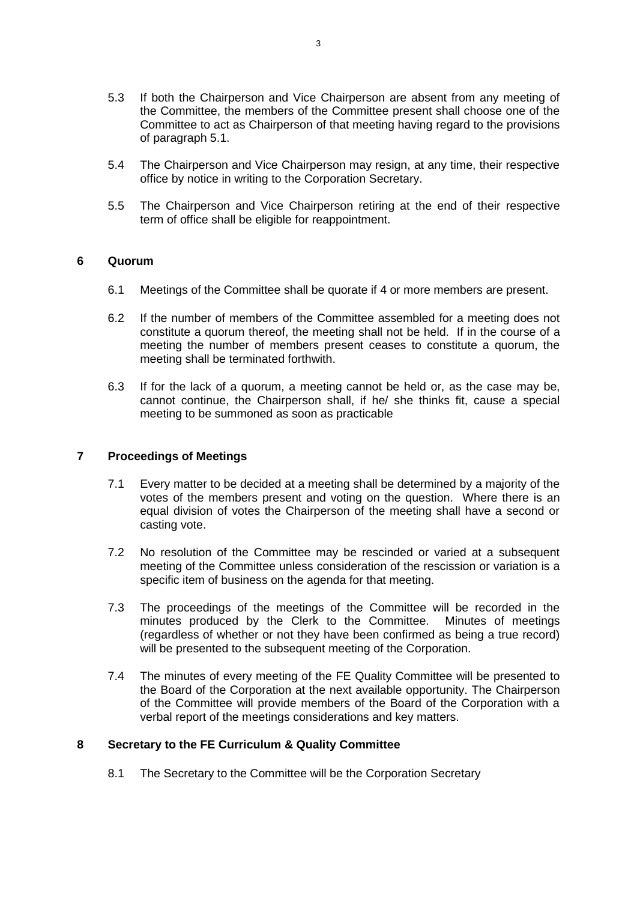5.3 If both the Chairperson and Vice Chairperson are absent from any meeting of the Committee, the members of the Committee present shall choose one of the Committee to act as Chairperson of that meeting having regard to the provisions of paragraph 5.1.

5.4 The Chairperson and Vice Chairperson may resign, at any time, their respective office by notice in writing to the Corporation Secretary.

5.5 The Chairperson and Vice Chairperson retiring at the end of their respective term of office shall be eligible for reappointment.

## 6 Quorum

6.1 Meetings of the Committee shall be quorate if 4 or more members are present.

6.2 If the number of members of the Committee assembled for a meeting does not constitute a quorum thereof, the meeting shall not be held. If in the course of a meeting the number of members present ceases to constitute a quorum, the meeting shall be terminated forthwith.

6.3 If for the lack of a quorum, a meeting cannot be held or, as the case may be, cannot continue, the Chairperson shall, if he/ she thinks fit, cause a special meeting to be summoned as soon as practicable

## 7 Proceedings of Meetings

7.1 Every matter to be decided at a meeting shall be determined by a majority of the votes of the members present and voting on the question. Where there is an equal division of votes the Chairperson of the meeting shall have a second or casting vote.

7.2 No resolution of the Committee may be rescinded or varied at a subsequent meeting of the Committee unless consideration of the rescission or variation is a specific item of business on the agenda for that meeting.

7.3 The proceedings of the meetings of the Committee will be recorded in the minutes produced by the Clerk to the Committee. Minutes of meetings (regardless of whether or not they have been confirmed as being a true record) will be presented to the subsequent meeting of the Corporation.

7.4 The minutes of every meeting of the FE Quality Committee will be presented to the Board of the Corporation at the next available opportunity. The Chairperson of the Committee will provide members of the Board of the Corporation with a verbal report of the meetings considerations and key matters.

## 8 Secretary to the FE Curriculum & Quality Committee

8.1 The Secretary to the Committee will be the Corporation Secretary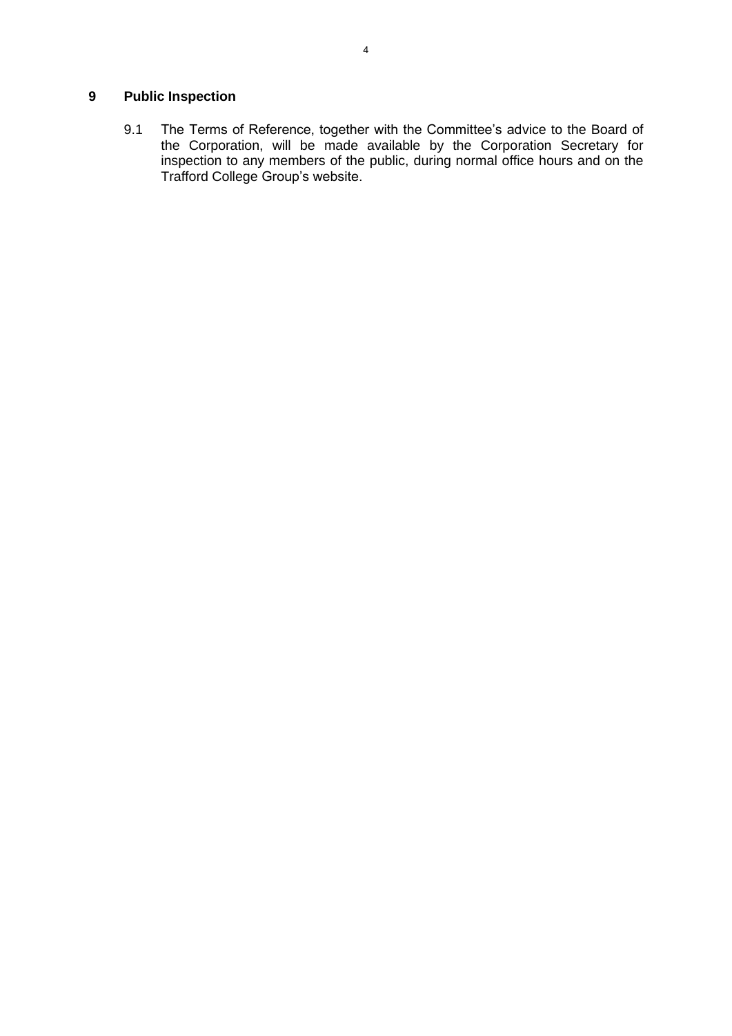## 9 Public Inspection

9.1 The Terms of Reference, together with the Committee's advice to the Board of the Corporation, will be made available by the Corporation Secretary for inspection to any members of the public, during normal office hours and on the Trafford College Group's website.